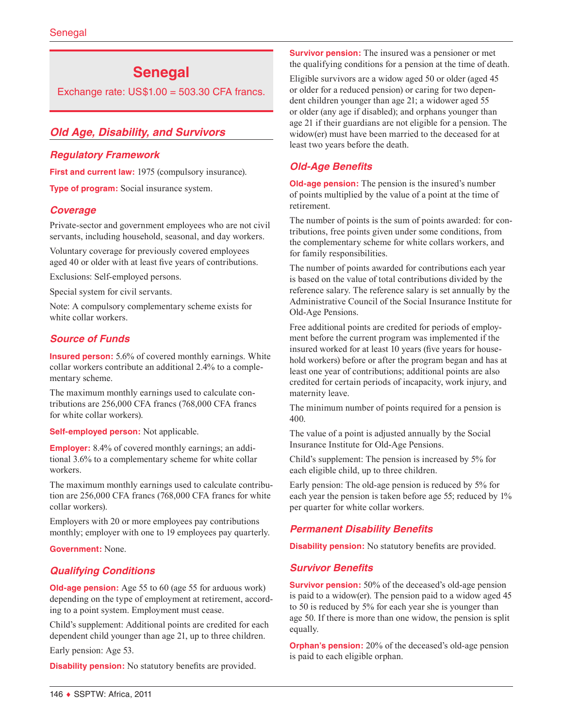# Senegal

Exchange rate: US$1.00 = 503.30 CFA francs.

## Old Age, Disability, and Survivors

### Regulatory Framework

**First and current law:** 1975 (compulsory insurance).

**Type of program:** Social insurance system.

### Coverage

Private-sector and government employees who are not civil servants, including household, seasonal, and day workers.

Voluntary coverage for previously covered employees aged 40 or older with at least five years of contributions.

Exclusions: Self-employed persons.

Special system for civil servants.

Note: A compulsory complementary scheme exists for white collar workers.

### Source of Funds

**Insured person:** 5.6% of covered monthly earnings. White collar workers contribute an additional 2.4% to a complementary scheme.

The maximum monthly earnings used to calculate contributions are 256,000 CFA francs (768,000 CFA francs for white collar workers).

**Self-employed person:** Not applicable.

**Employer:** 8.4% of covered monthly earnings; an additional 3.6% to a complementary scheme for white collar workers.

The maximum monthly earnings used to calculate contribution are 256,000 CFA francs (768,000 CFA francs for white collar workers).

Employers with 20 or more employees pay contributions monthly; employer with one to 19 employees pay quarterly.

**Government:** None.

### Qualifying Conditions

**Old-age pension:** Age 55 to 60 (age 55 for arduous work) depending on the type of employment at retirement, according to a point system. Employment must cease.

Child's supplement: Additional points are credited for each dependent child younger than age 21, up to three children.

Early pension: Age 53.

**Disability pension:** No statutory benefits are provided.

**Survivor pension:** The insured was a pensioner or met the qualifying conditions for a pension at the time of death.

Eligible survivors are a widow aged 50 or older (aged 45 or older for a reduced pension) or caring for two dependent children younger than age 21; a widower aged 55 or older (any age if disabled); and orphans younger than age 21 if their guardians are not eligible for a pension. The widow(er) must have been married to the deceased for at least two years before the death.

### Old-Age Benefits

**Old-age pension:** The pension is the insured's number of points multiplied by the value of a point at the time of retirement.

The number of points is the sum of points awarded: for contributions, free points given under some conditions, from the complementary scheme for white collars workers, and for family responsibilities.

The number of points awarded for contributions each year is based on the value of total contributions divided by the reference salary. The reference salary is set annually by the Administrative Council of the Social Insurance Institute for Old-Age Pensions.

Free additional points are credited for periods of employment before the current program was implemented if the insured worked for at least 10 years (five years for household workers) before or after the program began and has at least one year of contributions; additional points are also credited for certain periods of incapacity, work injury, and maternity leave.

The minimum number of points required for a pension is 400.

The value of a point is adjusted annually by the Social Insurance Institute for Old-Age Pensions.

Child's supplement: The pension is increased by 5% for each eligible child, up to three children.

Early pension: The old-age pension is reduced by 5% for each year the pension is taken before age 55; reduced by 1% per quarter for white collar workers.

### Permanent Disability Benefits

**Disability pension:** No statutory benefits are provided.

### Survivor Benefits

**Survivor pension:** 50% of the deceased's old-age pension is paid to a widow(er). The pension paid to a widow aged 45 to 50 is reduced by 5% for each year she is younger than age 50. If there is more than one widow, the pension is split equally.

**Orphan's pension:** 20% of the deceased's old-age pension is paid to each eligible orphan.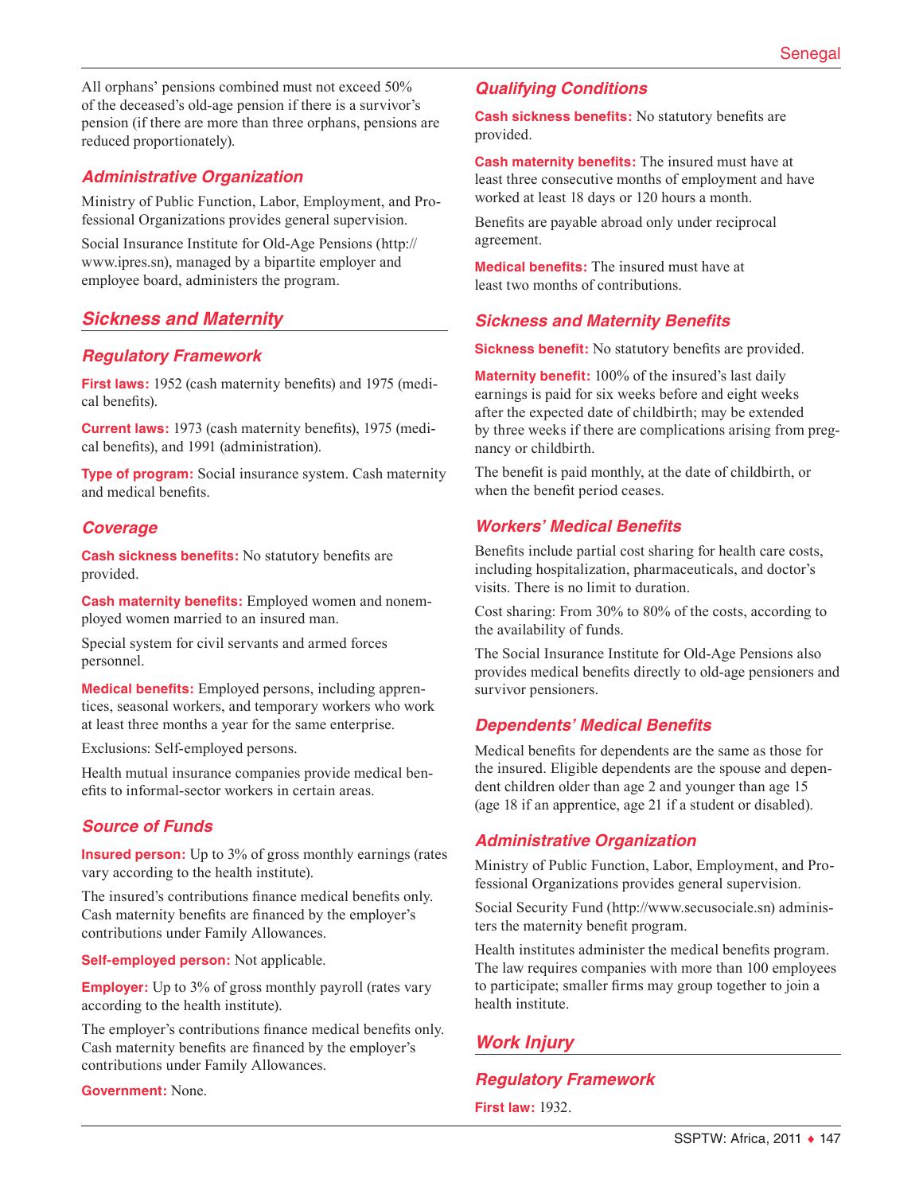All orphans' pensions combined must not exceed 50% of the deceased's old-age pension if there is a survivor's pension (if there are more than three orphans, pensions are reduced proportionately).

### Administrative Organization

Ministry of Public Function, Labor, Employment, and Professional Organizations provides general supervision.

Social Insurance Institute for Old-Age Pensions (http://www.ipres.sn), managed by a bipartite employer and employee board, administers the program.

## Sickness and Maternity

### Regulatory Framework

**First laws:** 1952 (cash maternity benefits) and 1975 (medical benefits).

**Current laws:** 1973 (cash maternity benefits), 1975 (medical benefits), and 1991 (administration).

**Type of program:** Social insurance system. Cash maternity and medical benefits.

### Coverage

**Cash sickness benefits:** No statutory benefits are provided.

**Cash maternity benefits:** Employed women and nonemployed women married to an insured man.

Special system for civil servants and armed forces personnel.

**Medical benefits:** Employed persons, including apprentices, seasonal workers, and temporary workers who work at least three months a year for the same enterprise.

Exclusions: Self-employed persons.

Health mutual insurance companies provide medical benefits to informal-sector workers in certain areas.

### Source of Funds

**Insured person:** Up to 3% of gross monthly earnings (rates vary according to the health institute).

The insured's contributions finance medical benefits only. Cash maternity benefits are financed by the employer's contributions under Family Allowances.

**Self-employed person:** Not applicable.

**Employer:** Up to 3% of gross monthly payroll (rates vary according to the health institute).

The employer's contributions finance medical benefits only. Cash maternity benefits are financed by the employer's contributions under Family Allowances.

**Government:** None.

### Qualifying Conditions

**Cash sickness benefits:** No statutory benefits are provided.

**Cash maternity benefits:** The insured must have at least three consecutive months of employment and have worked at least 18 days or 120 hours a month.

Benefits are payable abroad only under reciprocal agreement.

**Medical benefits:** The insured must have at least two months of contributions.

### Sickness and Maternity Benefits

**Sickness benefit:** No statutory benefits are provided.

**Maternity benefit:** 100% of the insured's last daily earnings is paid for six weeks before and eight weeks after the expected date of childbirth; may be extended by three weeks if there are complications arising from pregnancy or childbirth.

The benefit is paid monthly, at the date of childbirth, or when the benefit period ceases.

### Workers' Medical Benefits

Benefits include partial cost sharing for health care costs, including hospitalization, pharmaceuticals, and doctor's visits. There is no limit to duration.

Cost sharing: From 30% to 80% of the costs, according to the availability of funds.

The Social Insurance Institute for Old-Age Pensions also provides medical benefits directly to old-age pensioners and survivor pensioners.

### Dependents' Medical Benefits

Medical benefits for dependents are the same as those for the insured. Eligible dependents are the spouse and dependent children older than age 2 and younger than age 15 (age 18 if an apprentice, age 21 if a student or disabled).

### Administrative Organization

Ministry of Public Function, Labor, Employment, and Professional Organizations provides general supervision.

Social Security Fund (http://www.secusociale.sn) administers the maternity benefit program.

Health institutes administer the medical benefits program. The law requires companies with more than 100 employees to participate; smaller firms may group together to join a health institute.

## Work Injury

### Regulatory Framework

**First law:** 1932.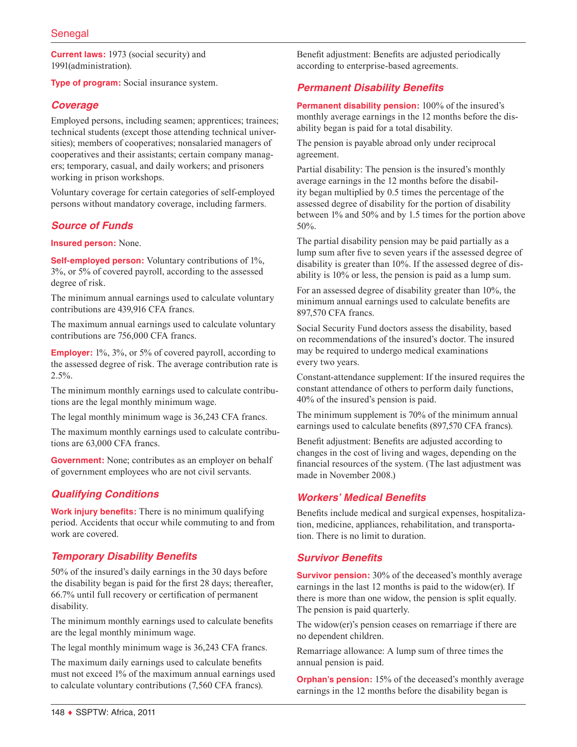**Current laws:** 1973 (social security) and 1991(administration).

**Type of program:** Social insurance system.

## Coverage

Employed persons, including seamen; apprentices; trainees; technical students (except those attending technical universities); members of cooperatives; nonsalaried managers of cooperatives and their assistants; certain company managers; temporary, casual, and daily workers; and prisoners working in prison workshops.

Voluntary coverage for certain categories of self-employed persons without mandatory coverage, including farmers.

## Source of Funds

**Insured person:** None.

**Self-employed person:** Voluntary contributions of 1%, 3%, or 5% of covered payroll, according to the assessed degree of risk.

The minimum annual earnings used to calculate voluntary contributions are 439,916 CFA francs.

The maximum annual earnings used to calculate voluntary contributions are 756,000 CFA francs.

**Employer:** 1%, 3%, or 5% of covered payroll, according to the assessed degree of risk. The average contribution rate is 2.5%.

The minimum monthly earnings used to calculate contributions are the legal monthly minimum wage.

The legal monthly minimum wage is 36,243 CFA francs.

The maximum monthly earnings used to calculate contributions are 63,000 CFA francs.

**Government:** None; contributes as an employer on behalf of government employees who are not civil servants.

## Qualifying Conditions

**Work injury benefits:** There is no minimum qualifying period. Accidents that occur while commuting to and from work are covered.

## Temporary Disability Benefits

50% of the insured's daily earnings in the 30 days before the disability began is paid for the first 28 days; thereafter, 66.7% until full recovery or certification of permanent disability.

The minimum monthly earnings used to calculate benefits are the legal monthly minimum wage.

The legal monthly minimum wage is 36,243 CFA francs.

The maximum daily earnings used to calculate benefits must not exceed 1% of the maximum annual earnings used to calculate voluntary contributions (7,560 CFA francs).

Benefit adjustment: Benefits are adjusted periodically according to enterprise-based agreements.

## Permanent Disability Benefits

**Permanent disability pension:** 100% of the insured's monthly average earnings in the 12 months before the disability began is paid for a total disability.

The pension is payable abroad only under reciprocal agreement.

Partial disability: The pension is the insured's monthly average earnings in the 12 months before the disability began multiplied by 0.5 times the percentage of the assessed degree of disability for the portion of disability between 1% and 50% and by 1.5 times for the portion above 50%.

The partial disability pension may be paid partially as a lump sum after five to seven years if the assessed degree of disability is greater than 10%. If the assessed degree of disability is 10% or less, the pension is paid as a lump sum.

For an assessed degree of disability greater than 10%, the minimum annual earnings used to calculate benefits are 897,570 CFA francs.

Social Security Fund doctors assess the disability, based on recommendations of the insured's doctor. The insured may be required to undergo medical examinations every two years.

Constant-attendance supplement: If the insured requires the constant attendance of others to perform daily functions, 40% of the insured's pension is paid.

The minimum supplement is 70% of the minimum annual earnings used to calculate benefits (897,570 CFA francs).

Benefit adjustment: Benefits are adjusted according to changes in the cost of living and wages, depending on the financial resources of the system. (The last adjustment was made in November 2008.)

## Workers' Medical Benefits

Benefits include medical and surgical expenses, hospitalization, medicine, appliances, rehabilitation, and transportation. There is no limit to duration.

## Survivor Benefits

**Survivor pension:** 30% of the deceased's monthly average earnings in the last 12 months is paid to the widow(er). If there is more than one widow, the pension is split equally. The pension is paid quarterly.

The widow(er)'s pension ceases on remarriage if there are no dependent children.

Remarriage allowance: A lump sum of three times the annual pension is paid.

**Orphan's pension:** 15% of the deceased's monthly average earnings in the 12 months before the disability began is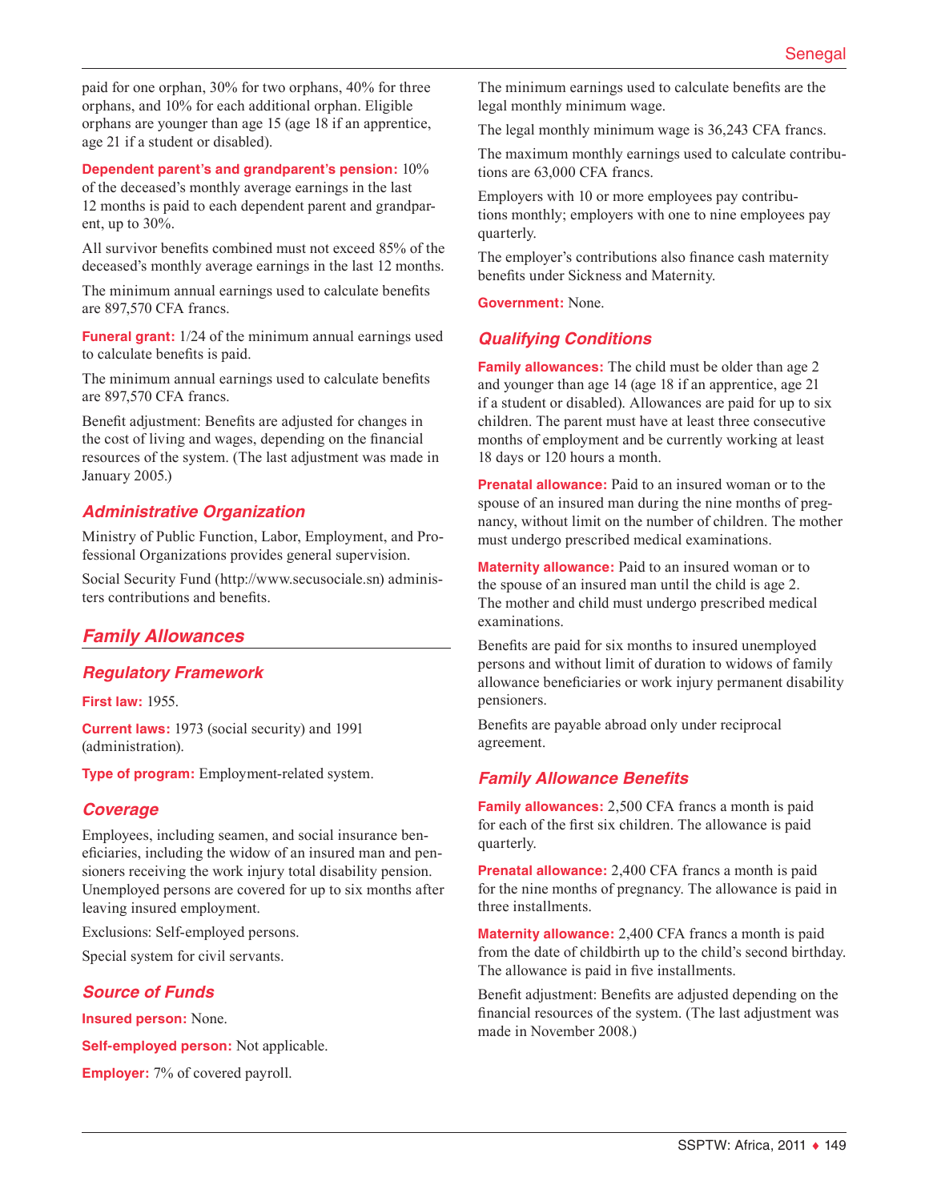paid for one orphan, 30% for two orphans, 40% for three orphans, and 10% for each additional orphan. Eligible orphans are younger than age 15 (age 18 if an apprentice, age 21 if a student or disabled).

**Dependent parent's and grandparent's pension:** 10% of the deceased's monthly average earnings in the last 12 months is paid to each dependent parent and grandparent, up to 30%.

All survivor benefits combined must not exceed 85% of the deceased's monthly average earnings in the last 12 months.

The minimum annual earnings used to calculate benefits are 897,570 CFA francs.

**Funeral grant:** 1/24 of the minimum annual earnings used to calculate benefits is paid.

The minimum annual earnings used to calculate benefits are 897,570 CFA francs.

Benefit adjustment: Benefits are adjusted for changes in the cost of living and wages, depending on the financial resources of the system. (The last adjustment was made in January 2005.)

### Administrative Organization

Ministry of Public Function, Labor, Employment, and Professional Organizations provides general supervision.

Social Security Fund (http://www.secusociale.sn) administers contributions and benefits.

## Family Allowances

### Regulatory Framework

**First law:** 1955.

**Current laws:** 1973 (social security) and 1991 (administration).

**Type of program:** Employment-related system.

### Coverage

Employees, including seamen, and social insurance beneficiaries, including the widow of an insured man and pensioners receiving the work injury total disability pension. Unemployed persons are covered for up to six months after leaving insured employment.

Exclusions: Self-employed persons.

Special system for civil servants.

### Source of Funds

**Insured person:** None.

**Self-employed person:** Not applicable.

**Employer:** 7% of covered payroll.

The minimum earnings used to calculate benefits are the legal monthly minimum wage.

The legal monthly minimum wage is 36,243 CFA francs.

The maximum monthly earnings used to calculate contributions are 63,000 CFA francs.

Employers with 10 or more employees pay contributions monthly; employers with one to nine employees pay quarterly.

The employer's contributions also finance cash maternity benefits under Sickness and Maternity.

**Government:** None.

### Qualifying Conditions

**Family allowances:** The child must be older than age 2 and younger than age 14 (age 18 if an apprentice, age 21 if a student or disabled). Allowances are paid for up to six children. The parent must have at least three consecutive months of employment and be currently working at least 18 days or 120 hours a month.

**Prenatal allowance:** Paid to an insured woman or to the spouse of an insured man during the nine months of pregnancy, without limit on the number of children. The mother must undergo prescribed medical examinations.

**Maternity allowance:** Paid to an insured woman or to the spouse of an insured man until the child is age 2. The mother and child must undergo prescribed medical examinations.

Benefits are paid for six months to insured unemployed persons and without limit of duration to widows of family allowance beneficiaries or work injury permanent disability pensioners.

Benefits are payable abroad only under reciprocal agreement.

### Family Allowance Benefits

**Family allowances:** 2,500 CFA francs a month is paid for each of the first six children. The allowance is paid quarterly.

**Prenatal allowance:** 2,400 CFA francs a month is paid for the nine months of pregnancy. The allowance is paid in three installments.

**Maternity allowance:** 2,400 CFA francs a month is paid from the date of childbirth up to the child's second birthday. The allowance is paid in five installments.

Benefit adjustment: Benefits are adjusted depending on the financial resources of the system. (The last adjustment was made in November 2008.)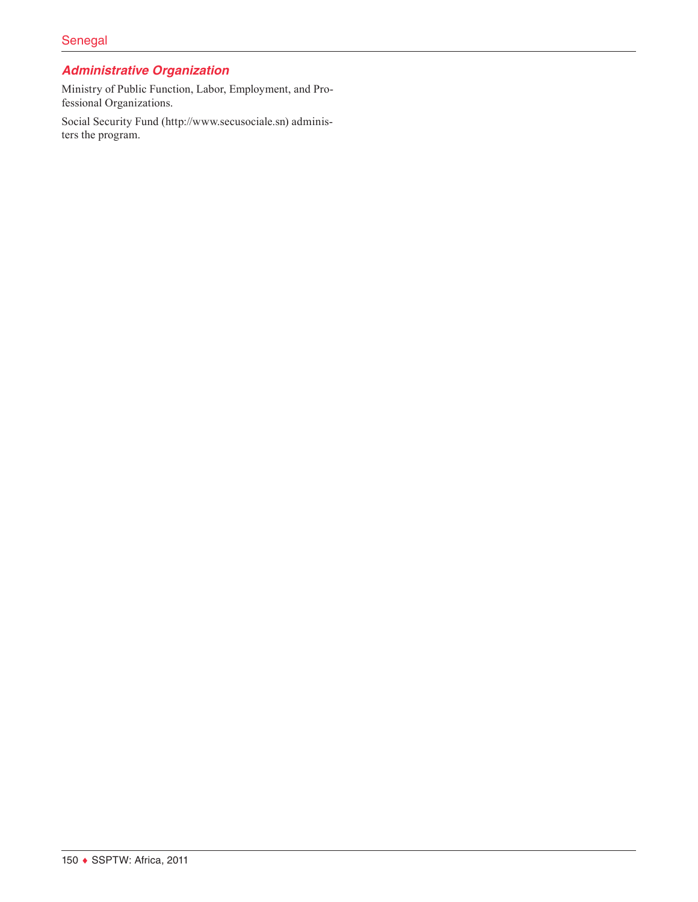### *Administrative Organization*

Ministry of Public Function, Labor, Employment, and Professional Organizations.

Social Security Fund (http://www.secusociale.sn) administers the program.